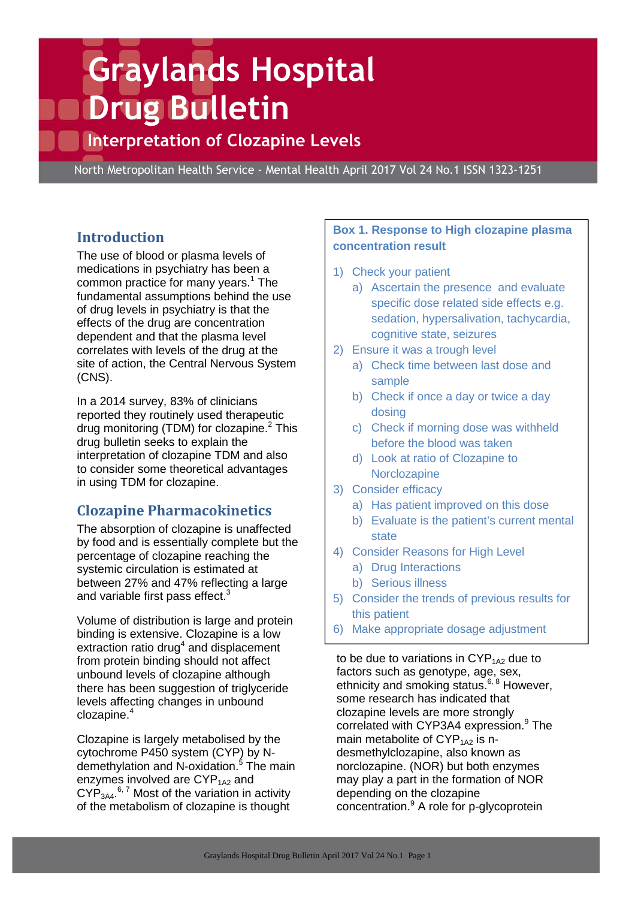# Graylands Hospital Drug Bulletin

## Interpretation of Clozapine Levels

North Metropolitan Health Service - Mental Health April 2017 Vol 24 No.1 ISSN 1323-1251

## Introduction

The use of blood or plasma levels of medications in psychiatry has been a common practice for many years.[1] The fundamental assumptions behind the use of drug levels in psychiatry is that the effects of the drug are concentration dependent and that the plasma level correlates with levels of the drug at the site of action, the Central Nervous System (CNS).

In a 2014 survey, 83% of clinicians reported they routinely used therapeutic drug monitoring (TDM) for clozapine.[2] This drug bulletin seeks to explain the interpretation of clozapine TDM and also to consider some theoretical advantages in using TDM for clozapine.

## Clozapine Pharmacokinetics

The absorption of clozapine is unaffected by food and is essentially complete but the percentage of clozapine reaching the systemic circulation is estimated at between 27% and 47% reflecting a large and variable first pass effect.[3]

Volume of distribution is large and protein binding is extensive. Clozapine is a low extraction ratio drug[4] and displacement from protein binding should not affect unbound levels of clozapine although there has been suggestion of triglyceride levels affecting changes in unbound clozapine.[4]

Clozapine is largely metabolised by the cytochrome P450 system (CYP) by N-demethylation and N-oxidation.[5] The main enzymes involved are $CYP_{1A2}$ and $CYP_{3A4}$.[6, 7] Most of the variation in activity of the metabolism of clozapine is thought to be due to variations in $CYP_{1A2}$ due to factors such as genotype, age, sex, ethnicity and smoking status.[6, 8] However, some research has indicated that clozapine levels are more strongly correlated with CYP3A4 expression.[9] The main metabolite of $CYP_{1A2}$ is n-desmethylclozapine, also known as norclozapine. (NOR) but both enzymes may play a part in the formation of NOR depending on the clozapine concentration.[9] A role for p-glycoprotein

**Box 1. Response to High clozapine plasma concentration result**

1) Check your patient
   a) Ascertain the presence and evaluate specific dose related side effects e.g. sedation, hypersalivation, tachycardia, cognitive state, seizures
2) Ensure it was a trough level
   a) Check time between last dose and sample
   b) Check if once a day or twice a day dosing
   c) Check if morning dose was withheld before the blood was taken
   d) Look at ratio of Clozapine to Norclozapine
3) Consider efficacy
   a) Has patient improved on this dose
   b) Evaluate is the patient's current mental state
4) Consider Reasons for High Level
   a) Drug Interactions
   b) Serious illness
5) Consider the trends of previous results for this patient
6) Make appropriate dosage adjustment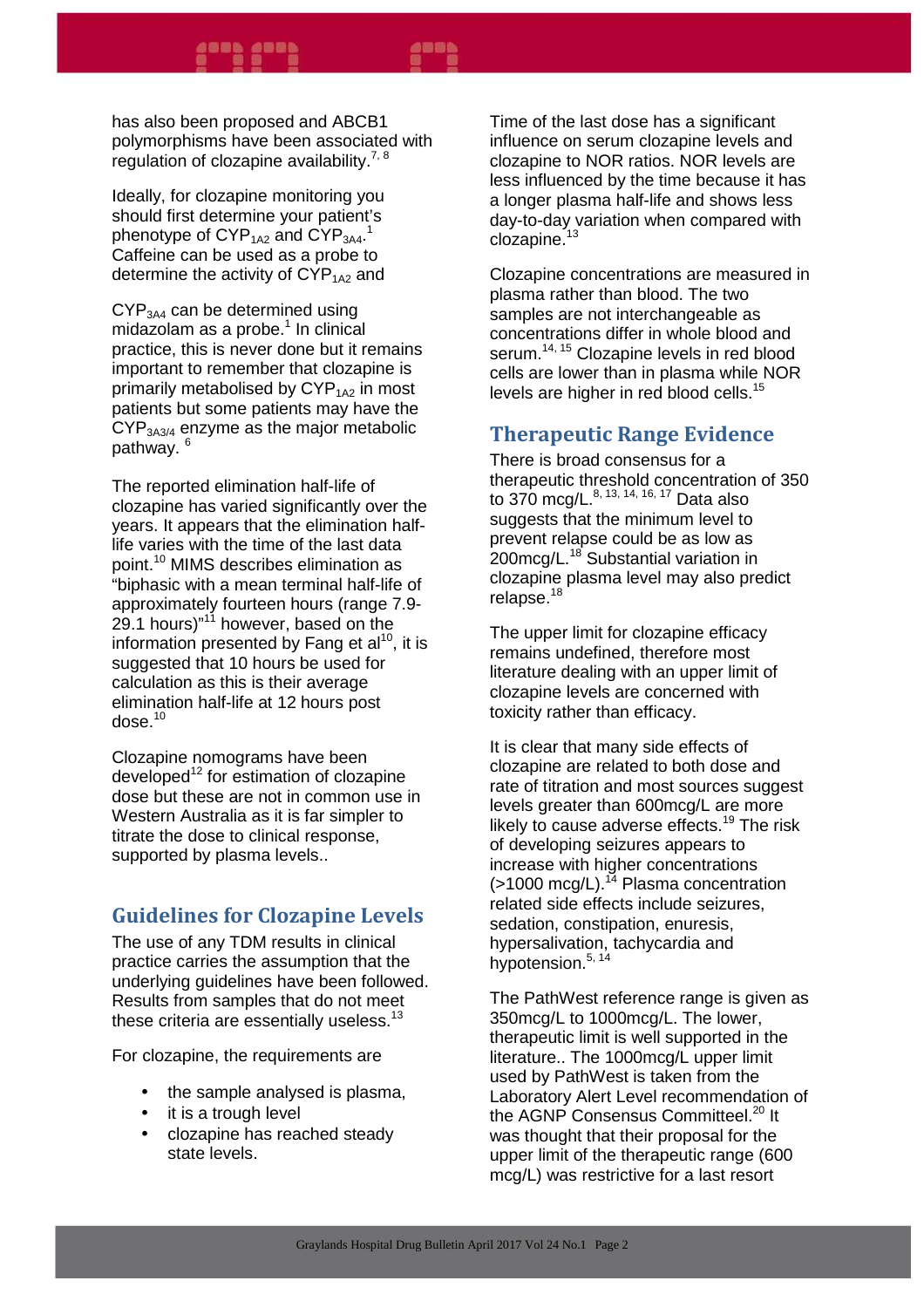has also been proposed and ABCB1 polymorphisms have been associated with regulation of clozapine availability.[7, 8]

Ideally, for clozapine monitoring you should first determine your patient's phenotype of $CYP_{1A2}$ and $CYP_{3A4}$.[1] Caffeine can be used as a probe to determine the activity of $CYP_{1A2}$ and

$CYP_{3A4}$ can be determined using midazolam as a probe.[1] In clinical practice, this is never done but it remains important to remember that clozapine is primarily metabolised by $CYP_{1A2}$ in most patients but some patients may have the $CYP_{3A3/4}$ enzyme as the major metabolic pathway.[6]

The reported elimination half-life of clozapine has varied significantly over the years. It appears that the elimination half-life varies with the time of the last data point.[10] MIMS describes elimination as "biphasic with a mean terminal half-life of approximately fourteen hours (range 7.9-29.1 hours)"[11] however, based on the information presented by Fang et al[10], it is suggested that 10 hours be used for calculation as this is their average elimination half-life at 12 hours post dose.[10]

Clozapine nomograms have been developed[12] for estimation of clozapine dose but these are not in common use in Western Australia as it is far simpler to titrate the dose to clinical response, supported by plasma levels..

## Guidelines for Clozapine Levels

The use of any TDM results in clinical practice carries the assumption that the underlying guidelines have been followed. Results from samples that do not meet these criteria are essentially useless.[13]

For clozapine, the requirements are

- the sample analysed is plasma,
- it is a trough level
- clozapine has reached steady state levels.

Time of the last dose has a significant influence on serum clozapine levels and clozapine to NOR ratios. NOR levels are less influenced by the time because it has a longer plasma half-life and shows less day-to-day variation when compared with clozapine.[13]

Clozapine concentrations are measured in plasma rather than blood. The two samples are not interchangeable as concentrations differ in whole blood and serum.[14, 15] Clozapine levels in red blood cells are lower than in plasma while NOR levels are higher in red blood cells.[15]

## Therapeutic Range Evidence

There is broad consensus for a therapeutic threshold concentration of 350 to 370 mcg/L.[8, 13, 14, 16, 17] Data also suggests that the minimum level to prevent relapse could be as low as 200mcg/L.[18] Substantial variation in clozapine plasma level may also predict relapse.[18]

The upper limit for clozapine efficacy remains undefined, therefore most literature dealing with an upper limit of clozapine levels are concerned with toxicity rather than efficacy.

It is clear that many side effects of clozapine are related to both dose and rate of titration and most sources suggest levels greater than 600mcg/L are more likely to cause adverse effects.[19] The risk of developing seizures appears to increase with higher concentrations (>1000 mcg/L).[14] Plasma concentration related side effects include seizures, sedation, constipation, enuresis, hypersalivation, tachycardia and hypotension.[5, 14]

The PathWest reference range is given as 350mcg/L to 1000mcg/L. The lower, therapeutic limit is well supported in the literature.. The 1000mcg/L upper limit used by PathWest is taken from the Laboratory Alert Level recommendation of the AGNP Consensus Committeel.[20] It was thought that their proposal for the upper limit of the therapeutic range (600 mcg/L) was restrictive for a last resort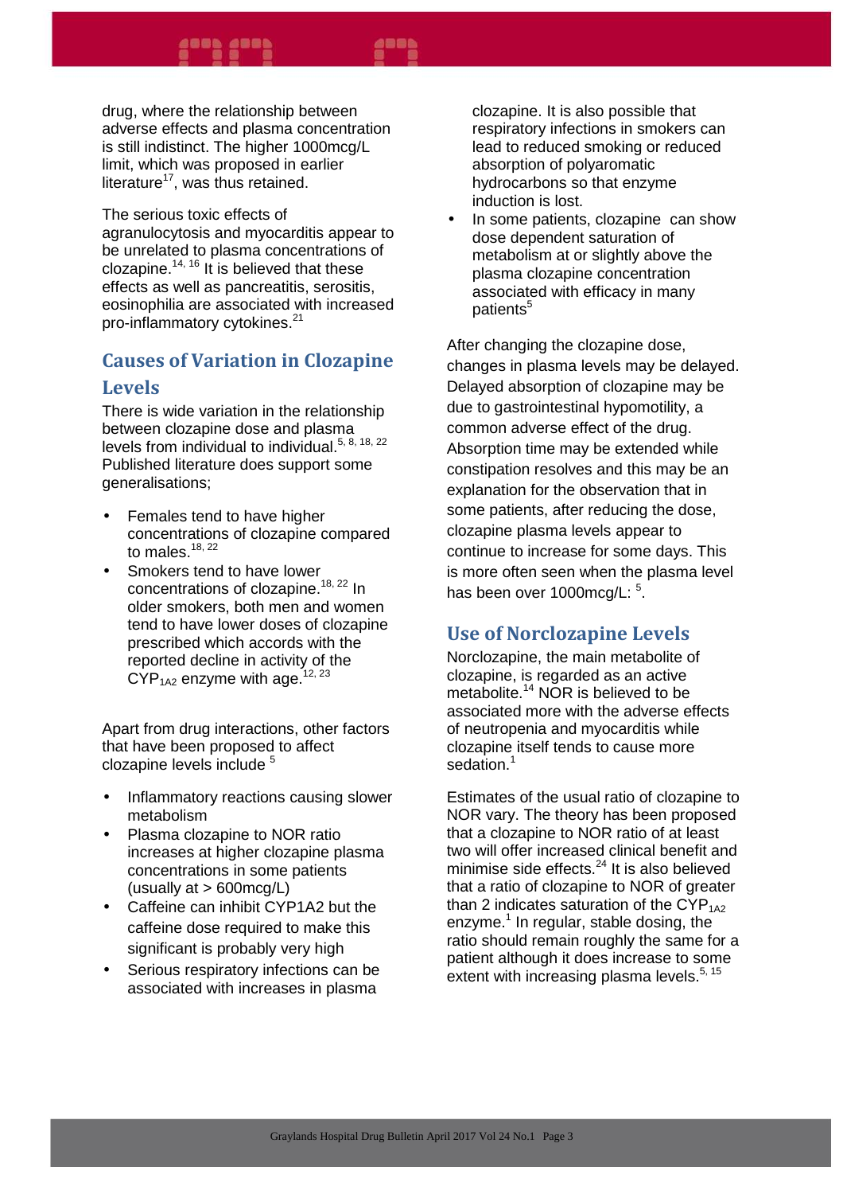drug, where the relationship between adverse effects and plasma concentration is still indistinct. The higher 1000mcg/L limit, which was proposed in earlier literature[17], was thus retained.

The serious toxic effects of agranulocytosis and myocarditis appear to be unrelated to plasma concentrations of clozapine.[14, 16] It is believed that these effects as well as pancreatitis, serositis, eosinophilia are associated with increased pro-inflammatory cytokines.[21]

## Causes of Variation in Clozapine Levels

There is wide variation in the relationship between clozapine dose and plasma levels from individual to individual.[5, 8, 18, 22] Published literature does support some generalisations;

- Females tend to have higher concentrations of clozapine compared to males.[18, 22]
- Smokers tend to have lower concentrations of clozapine.[18, 22] In older smokers, both men and women tend to have lower doses of clozapine prescribed which accords with the reported decline in activity of the $CYP_{1A2}$ enzyme with age.[12, 23]

Apart from drug interactions, other factors that have been proposed to affect clozapine levels include [5]

- Inflammatory reactions causing slower metabolism
- Plasma clozapine to NOR ratio increases at higher clozapine plasma concentrations in some patients (usually at > 600mcg/L)
- Caffeine can inhibit CYP1A2 but the caffeine dose required to make this significant is probably very high
- Serious respiratory infections can be associated with increases in plasma clozapine. It is also possible that respiratory infections in smokers can lead to reduced smoking or reduced absorption of polyaromatic hydrocarbons so that enzyme induction is lost.
- In some patients, clozapine can show dose dependent saturation of metabolism at or slightly above the plasma clozapine concentration associated with efficacy in many patients[5]

After changing the clozapine dose, changes in plasma levels may be delayed. Delayed absorption of clozapine may be due to gastrointestinal hypomotility, a common adverse effect of the drug. Absorption time may be extended while constipation resolves and this may be an explanation for the observation that in some patients, after reducing the dose, clozapine plasma levels appear to continue to increase for some days. This is more often seen when the plasma level has been over 1000mcg/L: [5].

## Use of Norclozapine Levels

Norclozapine, the main metabolite of clozapine, is regarded as an active metabolite.[14] NOR is believed to be associated more with the adverse effects of neutropenia and myocarditis while clozapine itself tends to cause more sedation.[1]

Estimates of the usual ratio of clozapine to NOR vary. The theory has been proposed that a clozapine to NOR ratio of at least two will offer increased clinical benefit and minimise side effects.[24] It is also believed that a ratio of clozapine to NOR of greater than 2 indicates saturation of the $CYP_{1A2}$ enzyme.[1] In regular, stable dosing, the ratio should remain roughly the same for a patient although it does increase to some extent with increasing plasma levels.[5, 15]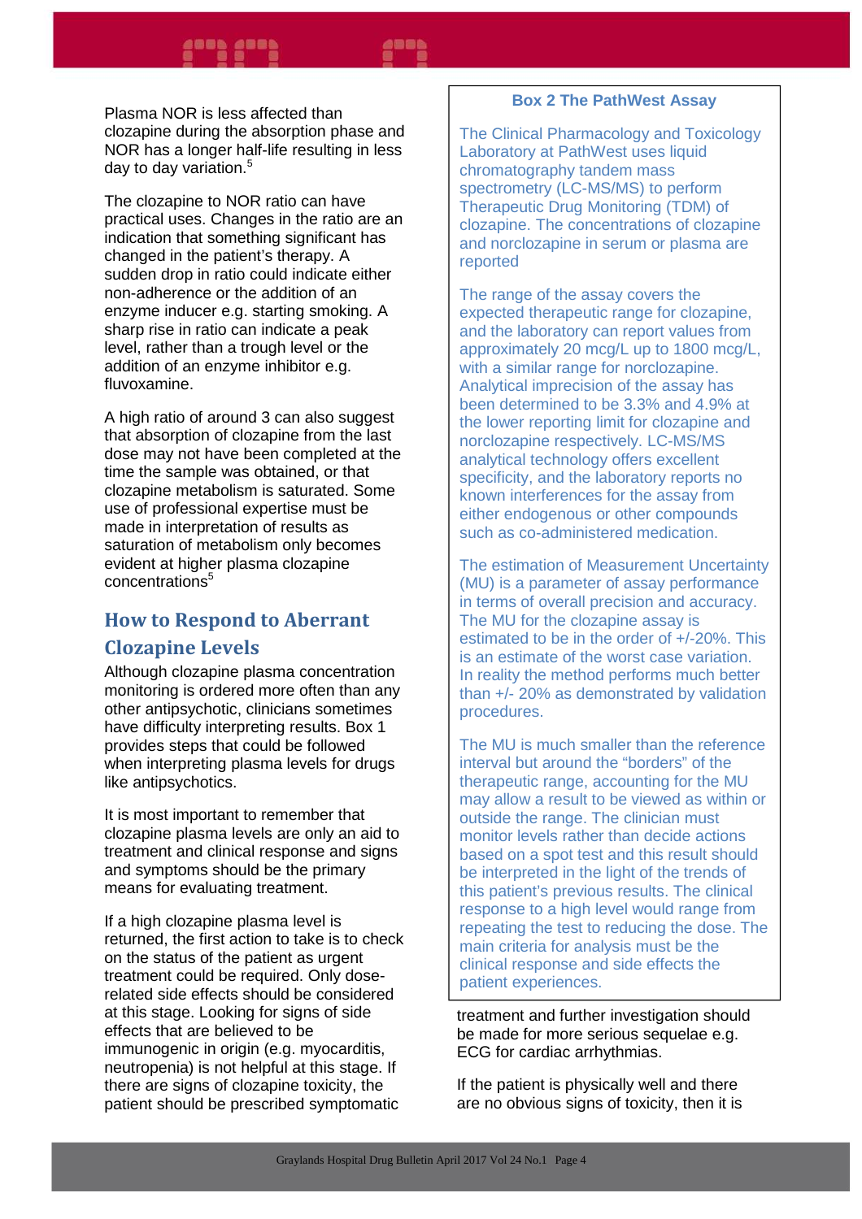Plasma NOR is less affected than clozapine during the absorption phase and NOR has a longer half-life resulting in less day to day variation.[5]

The clozapine to NOR ratio can have practical uses. Changes in the ratio are an indication that something significant has changed in the patient's therapy. A sudden drop in ratio could indicate either non-adherence or the addition of an enzyme inducer e.g. starting smoking. A sharp rise in ratio can indicate a peak level, rather than a trough level or the addition of an enzyme inhibitor e.g. fluvoxamine.

A high ratio of around 3 can also suggest that absorption of clozapine from the last dose may not have been completed at the time the sample was obtained, or that clozapine metabolism is saturated. Some use of professional expertise must be made in interpretation of results as saturation of metabolism only becomes evident at higher plasma clozapine concentrations[5]

## How to Respond to Aberrant Clozapine Levels

Although clozapine plasma concentration monitoring is ordered more often than any other antipsychotic, clinicians sometimes have difficulty interpreting results. Box 1 provides steps that could be followed when interpreting plasma levels for drugs like antipsychotics.

It is most important to remember that clozapine plasma levels are only an aid to treatment and clinical response and signs and symptoms should be the primary means for evaluating treatment.

If a high clozapine plasma level is returned, the first action to take is to check on the status of the patient as urgent treatment could be required. Only dose-related side effects should be considered at this stage. Looking for signs of side effects that are believed to be immunogenic in origin (e.g. myocarditis, neutropenia) is not helpful at this stage. If there are signs of clozapine toxicity, the patient should be prescribed symptomatic treatment and further investigation should be made for more serious sequelae e.g. ECG for cardiac arrhythmias.

If the patient is physically well and there are no obvious signs of toxicity, then it is

### Box 2 The PathWest Assay

The Clinical Pharmacology and Toxicology Laboratory at PathWest uses liquid chromatography tandem mass spectrometry (LC-MS/MS) to perform Therapeutic Drug Monitoring (TDM) of clozapine. The concentrations of clozapine and norclozapine in serum or plasma are reported

The range of the assay covers the expected therapeutic range for clozapine, and the laboratory can report values from approximately 20 mcg/L up to 1800 mcg/L, with a similar range for norclozapine. Analytical imprecision of the assay has been determined to be 3.3% and 4.9% at the lower reporting limit for clozapine and norclozapine respectively. LC-MS/MS analytical technology offers excellent specificity, and the laboratory reports no known interferences for the assay from either endogenous or other compounds such as co-administered medication.

The estimation of Measurement Uncertainty (MU) is a parameter of assay performance in terms of overall precision and accuracy. The MU for the clozapine assay is estimated to be in the order of +/-20%. This is an estimate of the worst case variation. In reality the method performs much better than +/- 20% as demonstrated by validation procedures.

The MU is much smaller than the reference interval but around the "borders" of the therapeutic range, accounting for the MU may allow a result to be viewed as within or outside the range. The clinician must monitor levels rather than decide actions based on a spot test and this result should be interpreted in the light of the trends of this patient's previous results. The clinical response to a high level would range from repeating the test to reducing the dose. The main criteria for analysis must be the clinical response and side effects the patient experiences.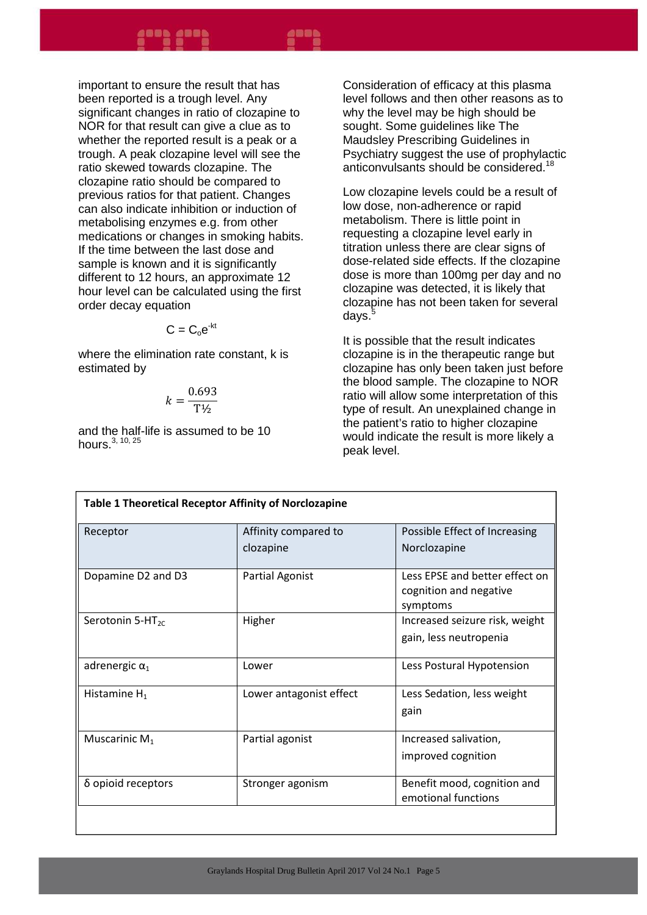important to ensure the result that has been reported is a trough level. Any significant changes in ratio of clozapine to NOR for that result can give a clue as to whether the reported result is a peak or a trough. A peak clozapine level will see the ratio skewed towards clozapine. The clozapine ratio should be compared to previous ratios for that patient. Changes can also indicate inhibition or induction of metabolising enzymes e.g. from other medications or changes in smoking habits. If the time between the last dose and sample is known and it is significantly different to 12 hours, an approximate 12 hour level can be calculated using the first order decay equation

$$C = C_o e^{-kt}$$

where the elimination rate constant, k is estimated by

$$k = \frac{0.693}{T½}$$

and the half-life is assumed to be 10 hours.[3, 10, 25]

Consideration of efficacy at this plasma level follows and then other reasons as to why the level may be high should be sought. Some guidelines like The Maudsley Prescribing Guidelines in Psychiatry suggest the use of prophylactic anticonvulsants should be considered.[18]

Low clozapine levels could be a result of low dose, non-adherence or rapid metabolism. There is little point in requesting a clozapine level early in titration unless there are clear signs of dose-related side effects. If the clozapine dose is more than 100mg per day and no clozapine was detected, it is likely that clozapine has not been taken for several days.[5]

It is possible that the result indicates clozapine is in the therapeutic range but clozapine has only been taken just before the blood sample. The clozapine to NOR ratio will allow some interpretation of this type of result. An unexplained change in the patient's ratio to higher clozapine would indicate the result is more likely a peak level.

**Table 1 Theoretical Receptor Affinity of Norclozapine**

| Receptor | Affinity compared to clozapine | Possible Effect of Increasing Norclozapine |
|---|---|---|
| Dopamine D2 and D3 | Partial Agonist | Less EPSE and better effect on cognition and negative symptoms |
| Serotonin 5-$HT_{2C}$ | Higher | Increased seizure risk, weight gain, less neutropenia |
| adrenergic $\alpha_1$ | Lower | Less Postural Hypotension |
| Histamine $H_1$ | Lower antagonist effect | Less Sedation, less weight gain |
| Muscarinic $M_1$ | Partial agonist | Increased salivation, improved cognition |
| δ opioid receptors | Stronger agonism | Benefit mood, cognition and emotional functions |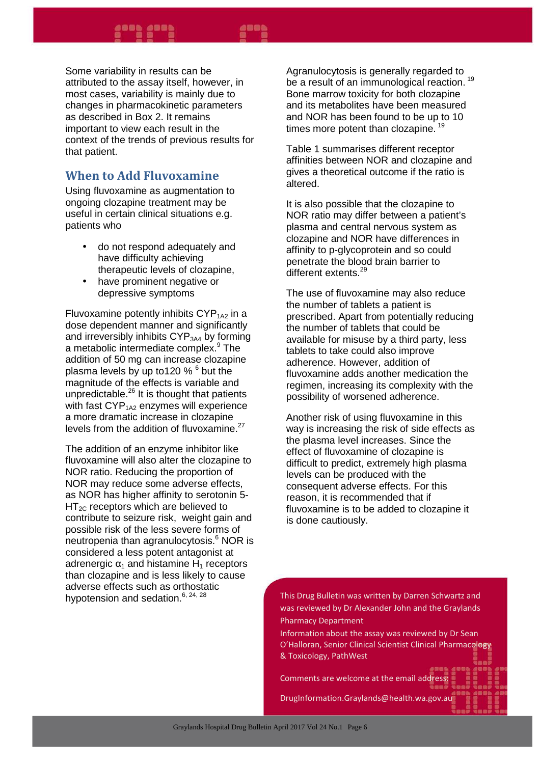Some variability in results can be attributed to the assay itself, however, in most cases, variability is mainly due to changes in pharmacokinetic parameters as described in Box 2. It remains important to view each result in the context of the trends of previous results for that patient.

## When to Add Fluvoxamine

Using fluvoxamine as augmentation to ongoing clozapine treatment may be useful in certain clinical situations e.g. patients who

- do not respond adequately and have difficulty achieving therapeutic levels of clozapine,
- have prominent negative or depressive symptoms

Fluvoxamine potently inhibits $CYP_{1A2}$ in a dose dependent manner and significantly and irreversibly inhibits $CYP_{3A4}$ by forming a metabolic intermediate complex.[9] The addition of 50 mg can increase clozapine plasma levels by up to120 % [6] but the magnitude of the effects is variable and unpredictable.[26] It is thought that patients with fast $CYP_{1A2}$ enzymes will experience a more dramatic increase in clozapine levels from the addition of fluvoxamine.[27]

The addition of an enzyme inhibitor like fluvoxamine will also alter the clozapine to NOR ratio. Reducing the proportion of NOR may reduce some adverse effects, as NOR has higher affinity to serotonin 5-$HT_{2C}$ receptors which are believed to contribute to seizure risk, weight gain and possible risk of the less severe forms of neutropenia than agranulocytosis.[6] NOR is considered a less potent antagonist at adrenergic $\alpha_1$ and histamine $H_1$ receptors than clozapine and is less likely to cause adverse effects such as orthostatic hypotension and sedation.[6, 24, 28]

Agranulocytosis is generally regarded to be a result of an immunological reaction.[19] Bone marrow toxicity for both clozapine and its metabolites have been measured and NOR has been found to be up to 10 times more potent than clozapine.[19]

Table 1 summarises different receptor affinities between NOR and clozapine and gives a theoretical outcome if the ratio is altered.

It is also possible that the clozapine to NOR ratio may differ between a patient's plasma and central nervous system as clozapine and NOR have differences in affinity to p-glycoprotein and so could penetrate the blood brain barrier to different extents.[29]

The use of fluvoxamine may also reduce the number of tablets a patient is prescribed. Apart from potentially reducing the number of tablets that could be available for misuse by a third party, less tablets to take could also improve adherence. However, addition of fluvoxamine adds another medication the regimen, increasing its complexity with the possibility of worsened adherence.

Another risk of using fluvoxamine in this way is increasing the risk of side effects as the plasma level increases. Since the effect of fluvoxamine of clozapine is difficult to predict, extremely high plasma levels can be produced with the consequent adverse effects. For this reason, it is recommended that if fluvoxamine is to be added to clozapine it is done cautiously.

This Drug Bulletin was written by Darren Schwartz and was reviewed by Dr Alexander John and the Graylands Pharmacy Department

Information about the assay was reviewed by Dr Sean O'Halloran, Senior Clinical Scientist Clinical Pharmacology & Toxicology, PathWest

Comments are welcome at the email address:

DrugInformation.Graylands@health.wa.gov.au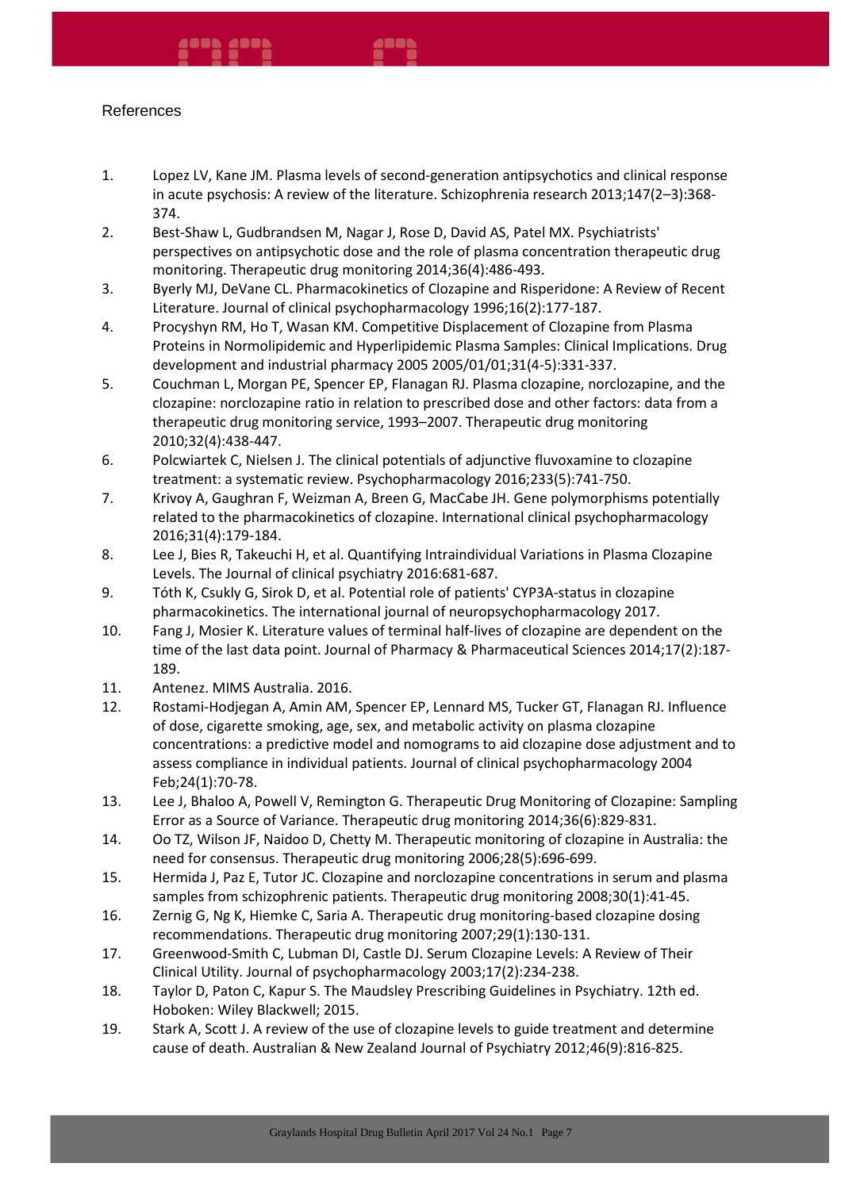## References

1. Lopez LV, Kane JM. Plasma levels of second-generation antipsychotics and clinical response in acute psychosis: A review of the literature. Schizophrenia research 2013;147(2–3):368-374.
2. Best-Shaw L, Gudbrandsen M, Nagar J, Rose D, David AS, Patel MX. Psychiatrists' perspectives on antipsychotic dose and the role of plasma concentration therapeutic drug monitoring. Therapeutic drug monitoring 2014;36(4):486-493.
3. Byerly MJ, DeVane CL. Pharmacokinetics of Clozapine and Risperidone: A Review of Recent Literature. Journal of clinical psychopharmacology 1996;16(2):177-187.
4. Procyshyn RM, Ho T, Wasan KM. Competitive Displacement of Clozapine from Plasma Proteins in Normolipidemic and Hyperlipidemic Plasma Samples: Clinical Implications. Drug development and industrial pharmacy 2005 2005/01/01;31(4-5):331-337.
5. Couchman L, Morgan PE, Spencer EP, Flanagan RJ. Plasma clozapine, norclozapine, and the clozapine: norclozapine ratio in relation to prescribed dose and other factors: data from a therapeutic drug monitoring service, 1993–2007. Therapeutic drug monitoring 2010;32(4):438-447.
6. Polcwiartek C, Nielsen J. The clinical potentials of adjunctive fluvoxamine to clozapine treatment: a systematic review. Psychopharmacology 2016;233(5):741-750.
7. Krivoy A, Gaughran F, Weizman A, Breen G, MacCabe JH. Gene polymorphisms potentially related to the pharmacokinetics of clozapine. International clinical psychopharmacology 2016;31(4):179-184.
8. Lee J, Bies R, Takeuchi H, et al. Quantifying Intraindividual Variations in Plasma Clozapine Levels. The Journal of clinical psychiatry 2016:681-687.
9. Tóth K, Csukly G, Sirok D, et al. Potential role of patients' CYP3A-status in clozapine pharmacokinetics. The international journal of neuropsychopharmacology 2017.
10. Fang J, Mosier K. Literature values of terminal half-lives of clozapine are dependent on the time of the last data point. Journal of Pharmacy & Pharmaceutical Sciences 2014;17(2):187-189.
11. Antenez. MIMS Australia. 2016.
12. Rostami-Hodjegan A, Amin AM, Spencer EP, Lennard MS, Tucker GT, Flanagan RJ. Influence of dose, cigarette smoking, age, sex, and metabolic activity on plasma clozapine concentrations: a predictive model and nomograms to aid clozapine dose adjustment and to assess compliance in individual patients. Journal of clinical psychopharmacology 2004 Feb;24(1):70-78.
13. Lee J, Bhaloo A, Powell V, Remington G. Therapeutic Drug Monitoring of Clozapine: Sampling Error as a Source of Variance. Therapeutic drug monitoring 2014;36(6):829-831.
14. Oo TZ, Wilson JF, Naidoo D, Chetty M. Therapeutic monitoring of clozapine in Australia: the need for consensus. Therapeutic drug monitoring 2006;28(5):696-699.
15. Hermida J, Paz E, Tutor JC. Clozapine and norclozapine concentrations in serum and plasma samples from schizophrenic patients. Therapeutic drug monitoring 2008;30(1):41-45.
16. Zernig G, Ng K, Hiemke C, Saria A. Therapeutic drug monitoring-based clozapine dosing recommendations. Therapeutic drug monitoring 2007;29(1):130-131.
17. Greenwood-Smith C, Lubman DI, Castle DJ. Serum Clozapine Levels: A Review of Their Clinical Utility. Journal of psychopharmacology 2003;17(2):234-238.
18. Taylor D, Paton C, Kapur S. The Maudsley Prescribing Guidelines in Psychiatry. 12th ed. Hoboken: Wiley Blackwell; 2015.
19. Stark A, Scott J. A review of the use of clozapine levels to guide treatment and determine cause of death. Australian & New Zealand Journal of Psychiatry 2012;46(9):816-825.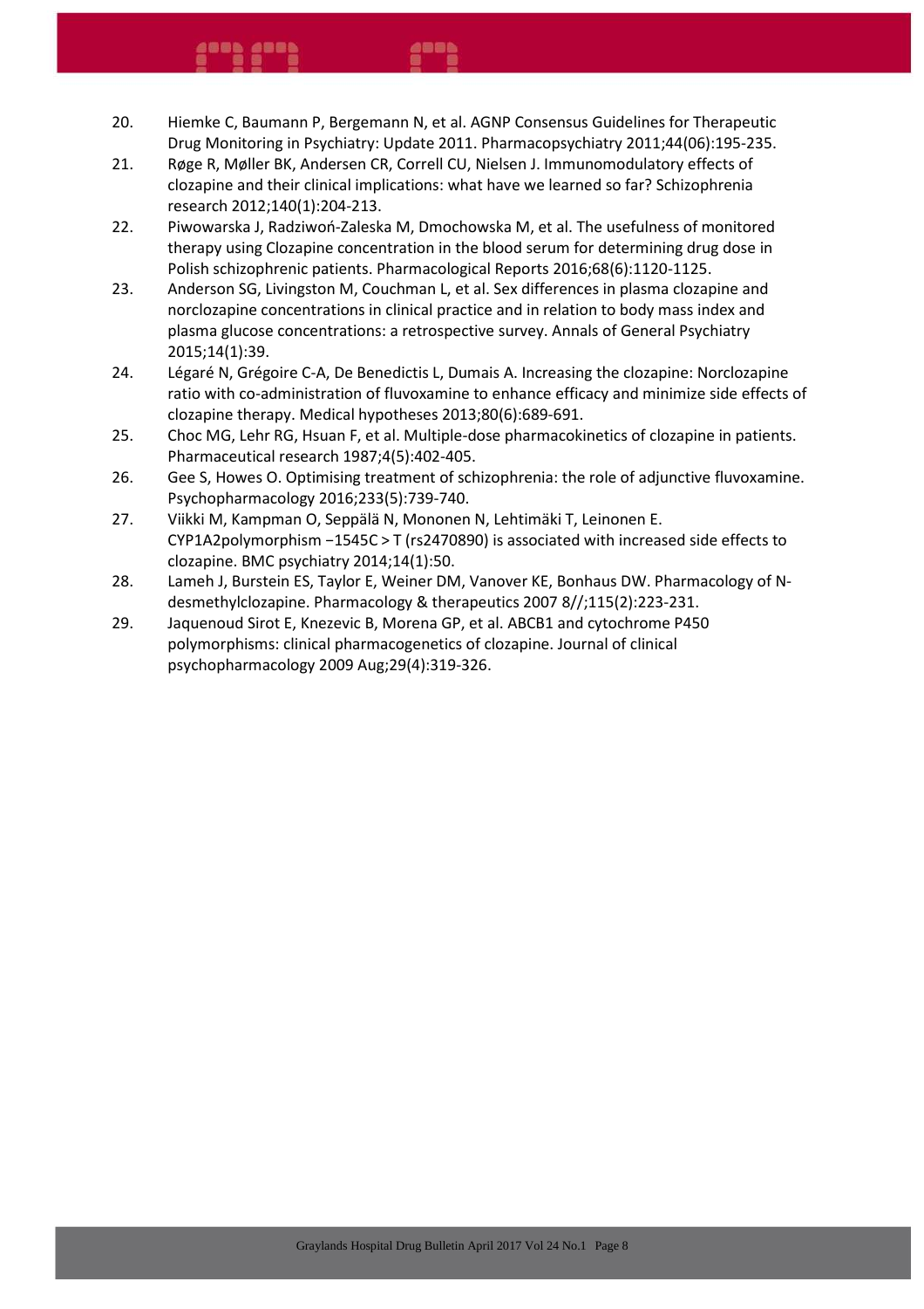20. Hiemke C, Baumann P, Bergemann N, et al. AGNP Consensus Guidelines for Therapeutic Drug Monitoring in Psychiatry: Update 2011. Pharmacopsychiatry 2011;44(06):195-235.
21. Røge R, Møller BK, Andersen CR, Correll CU, Nielsen J. Immunomodulatory effects of clozapine and their clinical implications: what have we learned so far? Schizophrenia research 2012;140(1):204-213.
22. Piwowarska J, Radziwoń-Zaleska M, Dmochowska M, et al. The usefulness of monitored therapy using Clozapine concentration in the blood serum for determining drug dose in Polish schizophrenic patients. Pharmacological Reports 2016;68(6):1120-1125.
23. Anderson SG, Livingston M, Couchman L, et al. Sex differences in plasma clozapine and norclozapine concentrations in clinical practice and in relation to body mass index and plasma glucose concentrations: a retrospective survey. Annals of General Psychiatry 2015;14(1):39.
24. Légaré N, Grégoire C-A, De Benedictis L, Dumais A. Increasing the clozapine: Norclozapine ratio with co-administration of fluvoxamine to enhance efficacy and minimize side effects of clozapine therapy. Medical hypotheses 2013;80(6):689-691.
25. Choc MG, Lehr RG, Hsuan F, et al. Multiple-dose pharmacokinetics of clozapine in patients. Pharmaceutical research 1987;4(5):402-405.
26. Gee S, Howes O. Optimising treatment of schizophrenia: the role of adjunctive fluvoxamine. Psychopharmacology 2016;233(5):739-740.
27. Viikki M, Kampman O, Seppälä N, Mononen N, Lehtimäki T, Leinonen E. CYP1A2polymorphism −1545C > T (rs2470890) is associated with increased side effects to clozapine. BMC psychiatry 2014;14(1):50.
28. Lameh J, Burstein ES, Taylor E, Weiner DM, Vanover KE, Bonhaus DW. Pharmacology of N-desmethylclozapine. Pharmacology & therapeutics 2007 8//;115(2):223-231.
29. Jaquenoud Sirot E, Knezevic B, Morena GP, et al. ABCB1 and cytochrome P450 polymorphisms: clinical pharmacogenetics of clozapine. Journal of clinical psychopharmacology 2009 Aug;29(4):319-326.